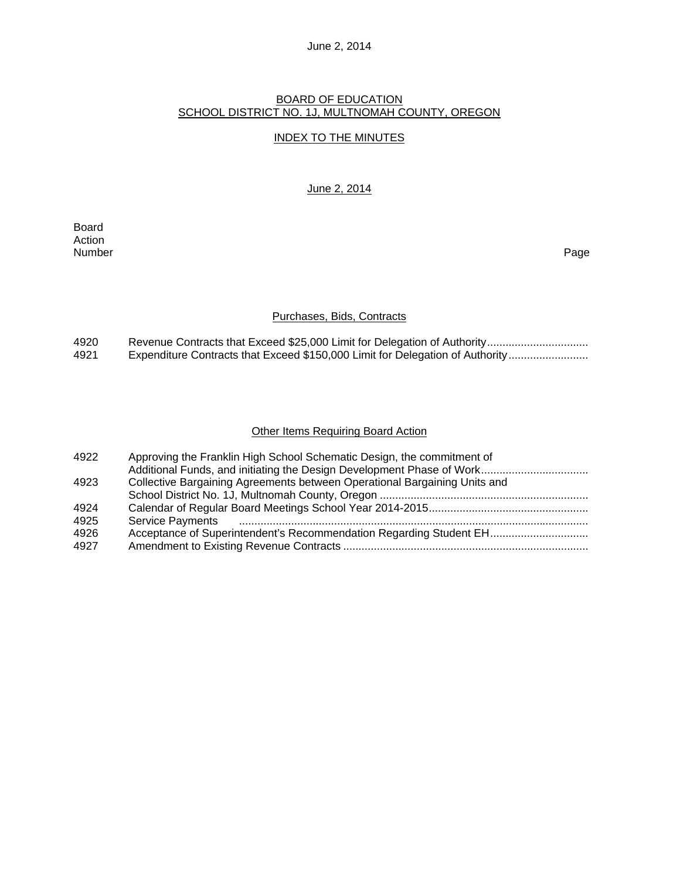June 2, 2014

## BOARD OF EDUCATION
## SCHOOL DISTRICT NO. 1J, MULTNOMAH COUNTY, OREGON

### INDEX TO THE MINUTES

June 2, 2014

| Board Action Number | | Page |
|---|---|---|

### Purchases, Bids, Contracts

| | | |
|---|---|---|
| 4920 | Revenue Contracts that Exceed $25,000 Limit for Delegation of Authority | |
| 4921 | Expenditure Contracts that Exceed $150,000 Limit for Delegation of Authority | |

### Other Items Requiring Board Action

| | | |
|---|---|---|
| 4922 | Approving the Franklin High School Schematic Design, the commitment of Additional Funds, and initiating the Design Development Phase of Work | |
| 4923 | Collective Bargaining Agreements between Operational Bargaining Units and School District No. 1J, Multnomah County, Oregon | |
| 4924 | Calendar of Regular Board Meetings School Year 2014-2015 | |
| 4925 | Service Payments | |
| 4926 | Acceptance of Superintendent's Recommendation Regarding Student EH | |
| 4927 | Amendment to Existing Revenue Contracts | |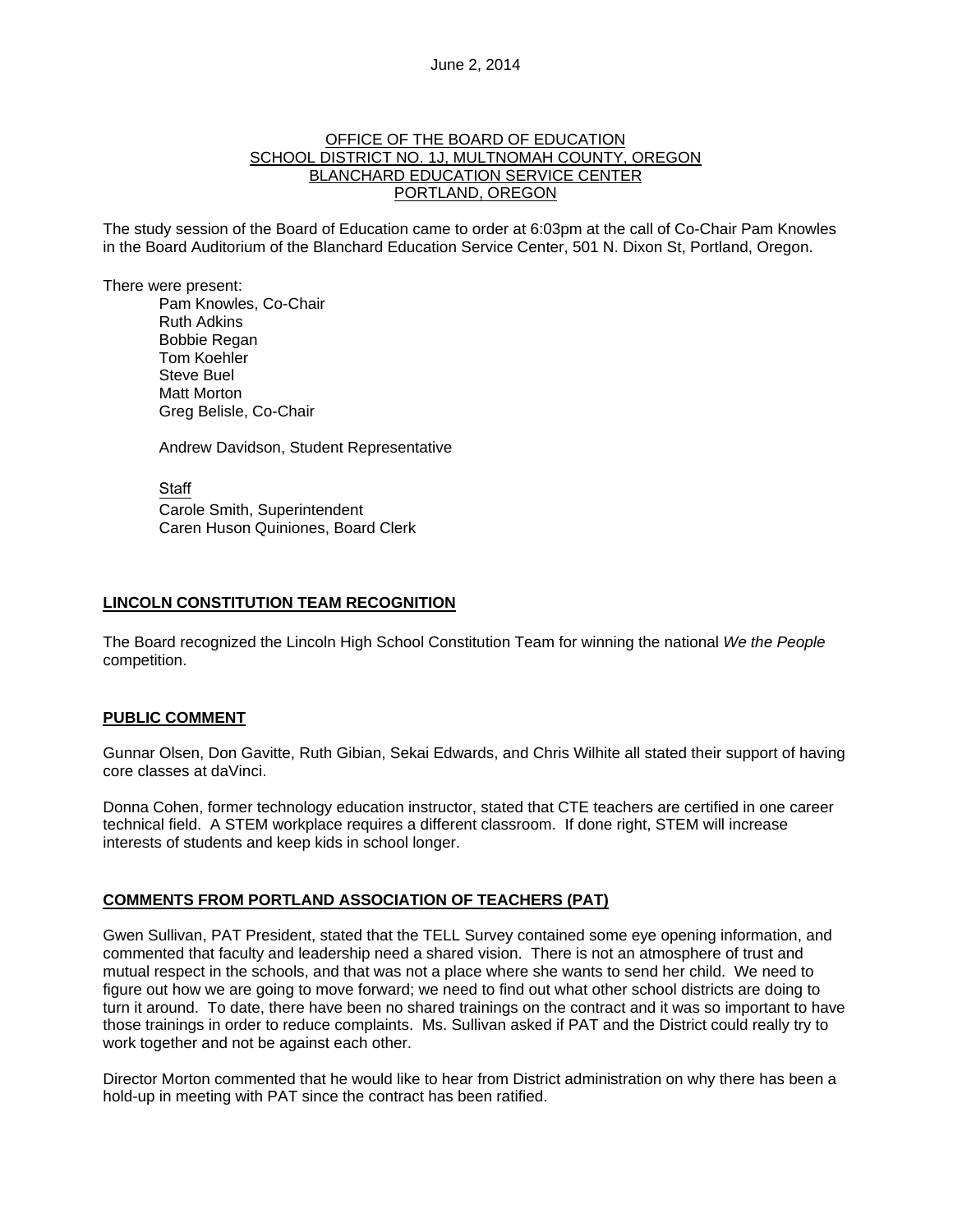June 2, 2014

OFFICE OF THE BOARD OF EDUCATION
SCHOOL DISTRICT NO. 1J, MULTNOMAH COUNTY, OREGON
BLANCHARD EDUCATION SERVICE CENTER
PORTLAND, OREGON

The study session of the Board of Education came to order at 6:03pm at the call of Co-Chair Pam Knowles in the Board Auditorium of the Blanchard Education Service Center, 501 N. Dixon St, Portland, Oregon.

There were present:

Pam Knowles, Co-Chair
Ruth Adkins
Bobbie Regan
Tom Koehler
Steve Buel
Matt Morton
Greg Belisle, Co-Chair

Andrew Davidson, Student Representative

Staff
Carole Smith, Superintendent
Caren Huson Quiniones, Board Clerk

## LINCOLN CONSTITUTION TEAM RECOGNITION

The Board recognized the Lincoln High School Constitution Team for winning the national *We the People* competition.

## PUBLIC COMMENT

Gunnar Olsen, Don Gavitte, Ruth Gibian, Sekai Edwards, and Chris Wilhite all stated their support of having core classes at daVinci.

Donna Cohen, former technology education instructor, stated that CTE teachers are certified in one career technical field. A STEM workplace requires a different classroom. If done right, STEM will increase interests of students and keep kids in school longer.

## COMMENTS FROM PORTLAND ASSOCIATION OF TEACHERS (PAT)

Gwen Sullivan, PAT President, stated that the TELL Survey contained some eye opening information, and commented that faculty and leadership need a shared vision. There is not an atmosphere of trust and mutual respect in the schools, and that was not a place where she wants to send her child. We need to figure out how we are going to move forward; we need to find out what other school districts are doing to turn it around. To date, there have been no shared trainings on the contract and it was so important to have those trainings in order to reduce complaints. Ms. Sullivan asked if PAT and the District could really try to work together and not be against each other.

Director Morton commented that he would like to hear from District administration on why there has been a hold-up in meeting with PAT since the contract has been ratified.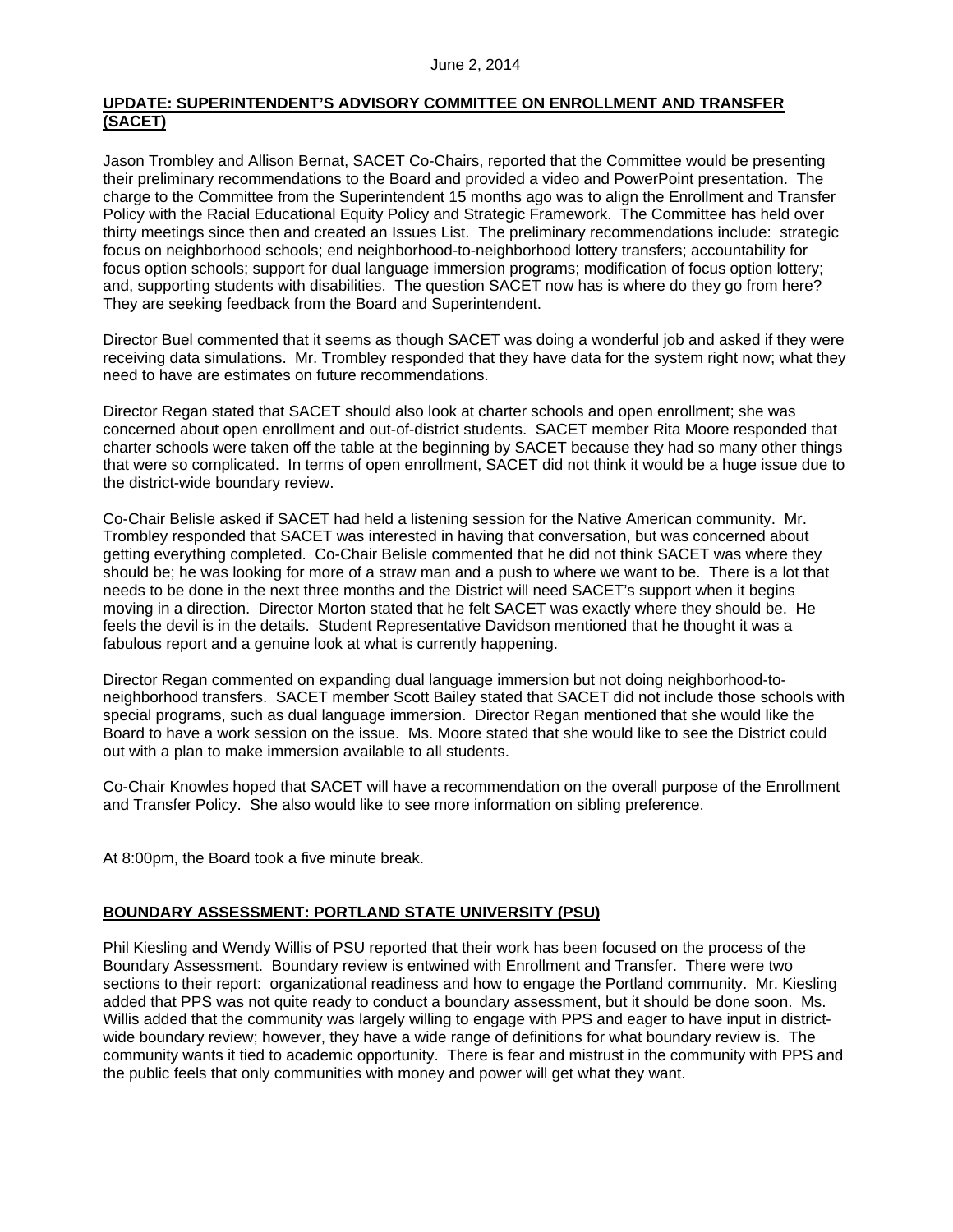## UPDATE: SUPERINTENDENT'S ADVISORY COMMITTEE ON ENROLLMENT AND TRANSFER (SACET)

Jason Trombley and Allison Bernat, SACET Co-Chairs, reported that the Committee would be presenting their preliminary recommendations to the Board and provided a video and PowerPoint presentation. The charge to the Committee from the Superintendent 15 months ago was to align the Enrollment and Transfer Policy with the Racial Educational Equity Policy and Strategic Framework. The Committee has held over thirty meetings since then and created an Issues List. The preliminary recommendations include: strategic focus on neighborhood schools; end neighborhood-to-neighborhood lottery transfers; accountability for focus option schools; support for dual language immersion programs; modification of focus option lottery; and, supporting students with disabilities. The question SACET now has is where do they go from here? They are seeking feedback from the Board and Superintendent.

Director Buel commented that it seems as though SACET was doing a wonderful job and asked if they were receiving data simulations. Mr. Trombley responded that they have data for the system right now; what they need to have are estimates on future recommendations.

Director Regan stated that SACET should also look at charter schools and open enrollment; she was concerned about open enrollment and out-of-district students. SACET member Rita Moore responded that charter schools were taken off the table at the beginning by SACET because they had so many other things that were so complicated. In terms of open enrollment, SACET did not think it would be a huge issue due to the district-wide boundary review.

Co-Chair Belisle asked if SACET had held a listening session for the Native American community. Mr. Trombley responded that SACET was interested in having that conversation, but was concerned about getting everything completed. Co-Chair Belisle commented that he did not think SACET was where they should be; he was looking for more of a straw man and a push to where we want to be. There is a lot that needs to be done in the next three months and the District will need SACET's support when it begins moving in a direction. Director Morton stated that he felt SACET was exactly where they should be. He feels the devil is in the details. Student Representative Davidson mentioned that he thought it was a fabulous report and a genuine look at what is currently happening.

Director Regan commented on expanding dual language immersion but not doing neighborhood-to-neighborhood transfers. SACET member Scott Bailey stated that SACET did not include those schools with special programs, such as dual language immersion. Director Regan mentioned that she would like the Board to have a work session on the issue. Ms. Moore stated that she would like to see the District could out with a plan to make immersion available to all students.

Co-Chair Knowles hoped that SACET will have a recommendation on the overall purpose of the Enrollment and Transfer Policy. She also would like to see more information on sibling preference.

At 8:00pm, the Board took a five minute break.

## BOUNDARY ASSESSMENT: PORTLAND STATE UNIVERSITY (PSU)

Phil Kiesling and Wendy Willis of PSU reported that their work has been focused on the process of the Boundary Assessment. Boundary review is entwined with Enrollment and Transfer. There were two sections to their report: organizational readiness and how to engage the Portland community. Mr. Kiesling added that PPS was not quite ready to conduct a boundary assessment, but it should be done soon. Ms. Willis added that the community was largely willing to engage with PPS and eager to have input in district-wide boundary review; however, they have a wide range of definitions for what boundary review is. The community wants it tied to academic opportunity. There is fear and mistrust in the community with PPS and the public feels that only communities with money and power will get what they want.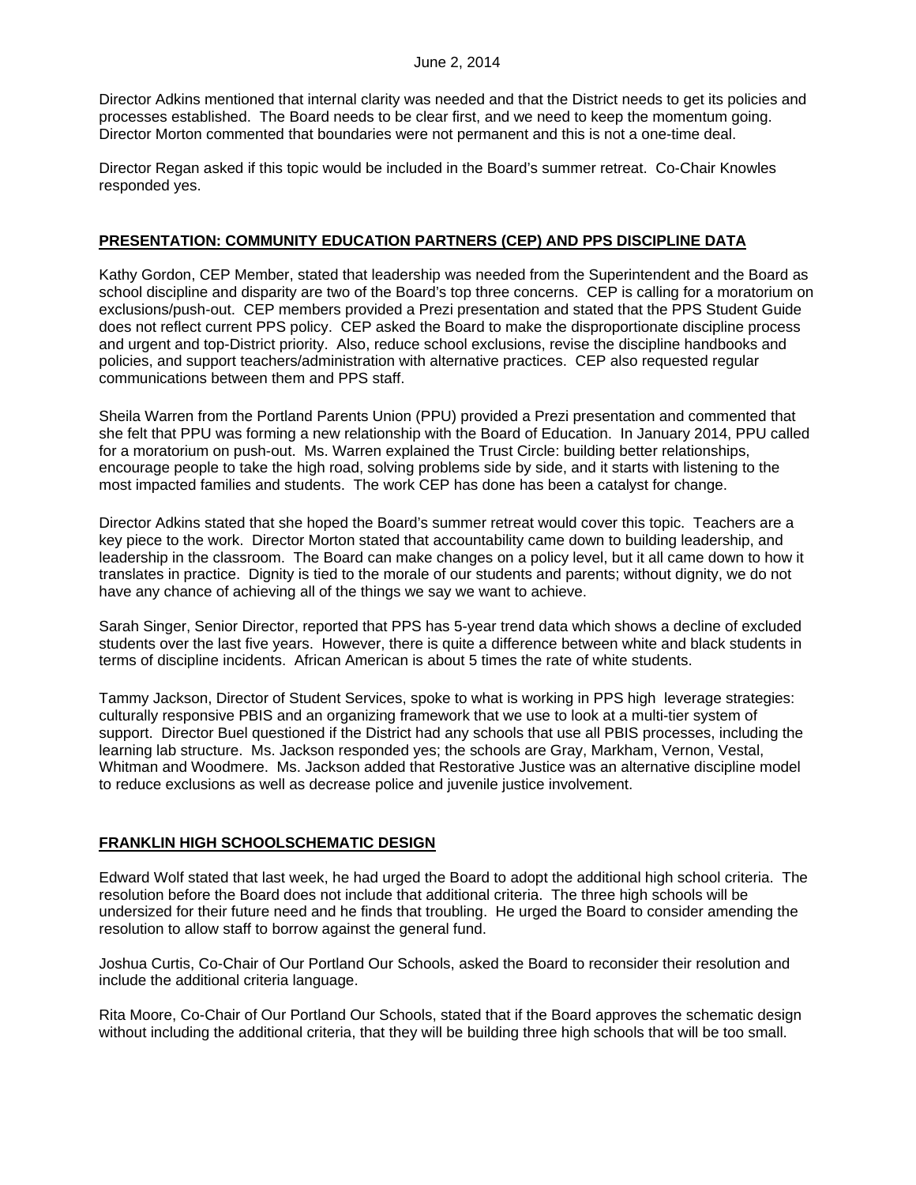Director Adkins mentioned that internal clarity was needed and that the District needs to get its policies and processes established. The Board needs to be clear first, and we need to keep the momentum going. Director Morton commented that boundaries were not permanent and this is not a one-time deal.

Director Regan asked if this topic would be included in the Board's summer retreat. Co-Chair Knowles responded yes.

## PRESENTATION: COMMUNITY EDUCATION PARTNERS (CEP) AND PPS DISCIPLINE DATA

Kathy Gordon, CEP Member, stated that leadership was needed from the Superintendent and the Board as school discipline and disparity are two of the Board's top three concerns. CEP is calling for a moratorium on exclusions/push-out. CEP members provided a Prezi presentation and stated that the PPS Student Guide does not reflect current PPS policy. CEP asked the Board to make the disproportionate discipline process and urgent and top-District priority. Also, reduce school exclusions, revise the discipline handbooks and policies, and support teachers/administration with alternative practices. CEP also requested regular communications between them and PPS staff.

Sheila Warren from the Portland Parents Union (PPU) provided a Prezi presentation and commented that she felt that PPU was forming a new relationship with the Board of Education. In January 2014, PPU called for a moratorium on push-out. Ms. Warren explained the Trust Circle: building better relationships, encourage people to take the high road, solving problems side by side, and it starts with listening to the most impacted families and students. The work CEP has done has been a catalyst for change.

Director Adkins stated that she hoped the Board's summer retreat would cover this topic. Teachers are a key piece to the work. Director Morton stated that accountability came down to building leadership, and leadership in the classroom. The Board can make changes on a policy level, but it all came down to how it translates in practice. Dignity is tied to the morale of our students and parents; without dignity, we do not have any chance of achieving all of the things we say we want to achieve.

Sarah Singer, Senior Director, reported that PPS has 5-year trend data which shows a decline of excluded students over the last five years. However, there is quite a difference between white and black students in terms of discipline incidents. African American is about 5 times the rate of white students.

Tammy Jackson, Director of Student Services, spoke to what is working in PPS high leverage strategies: culturally responsive PBIS and an organizing framework that we use to look at a multi-tier system of support. Director Buel questioned if the District had any schools that use all PBIS processes, including the learning lab structure. Ms. Jackson responded yes; the schools are Gray, Markham, Vernon, Vestal, Whitman and Woodmere. Ms. Jackson added that Restorative Justice was an alternative discipline model to reduce exclusions as well as decrease police and juvenile justice involvement.

## FRANKLIN HIGH SCHOOLSCHEMATIC DESIGN

Edward Wolf stated that last week, he had urged the Board to adopt the additional high school criteria. The resolution before the Board does not include that additional criteria. The three high schools will be undersized for their future need and he finds that troubling. He urged the Board to consider amending the resolution to allow staff to borrow against the general fund.

Joshua Curtis, Co-Chair of Our Portland Our Schools, asked the Board to reconsider their resolution and include the additional criteria language.

Rita Moore, Co-Chair of Our Portland Our Schools, stated that if the Board approves the schematic design without including the additional criteria, that they will be building three high schools that will be too small.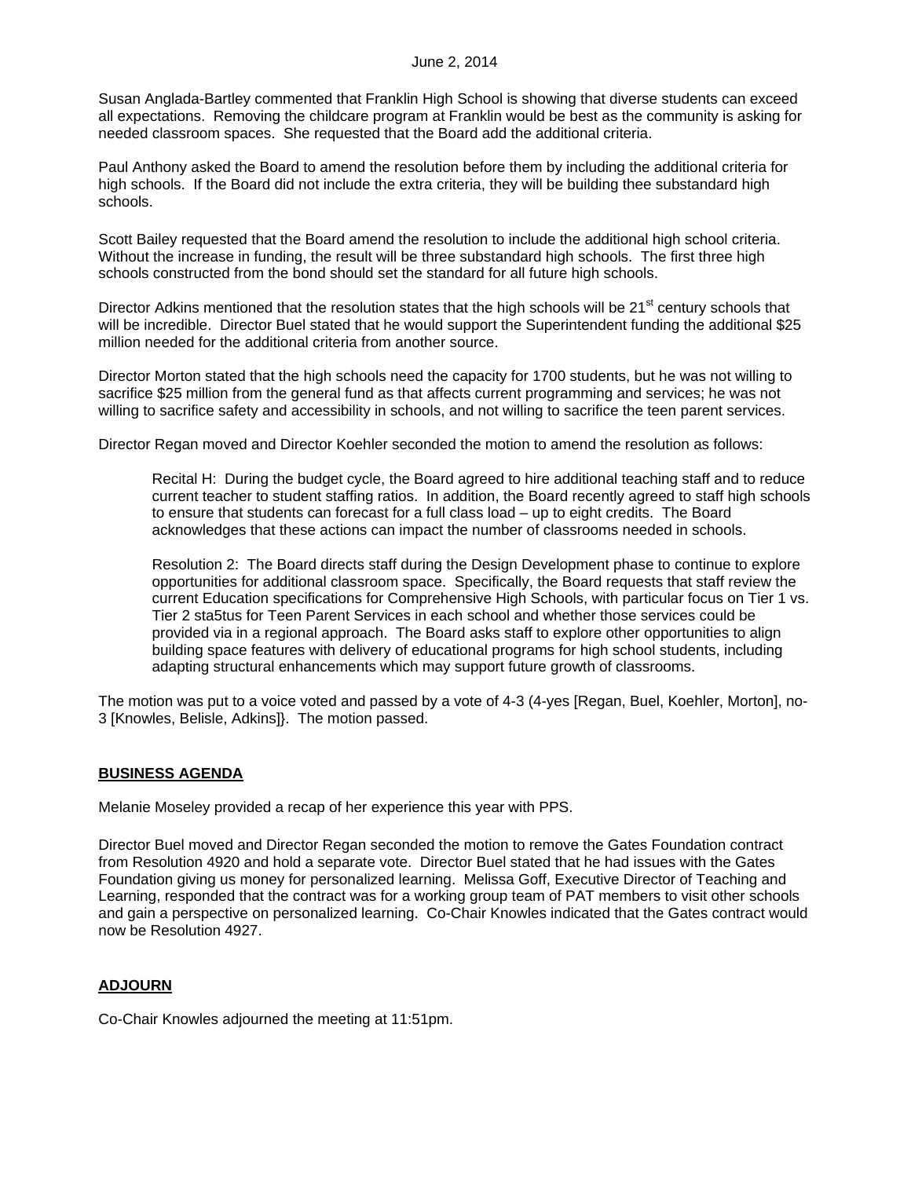Susan Anglada-Bartley commented that Franklin High School is showing that diverse students can exceed all expectations. Removing the childcare program at Franklin would be best as the community is asking for needed classroom spaces. She requested that the Board add the additional criteria.

Paul Anthony asked the Board to amend the resolution before them by including the additional criteria for high schools. If the Board did not include the extra criteria, they will be building thee substandard high schools.

Scott Bailey requested that the Board amend the resolution to include the additional high school criteria. Without the increase in funding, the result will be three substandard high schools. The first three high schools constructed from the bond should set the standard for all future high schools.

Director Adkins mentioned that the resolution states that the high schools will be 21st century schools that will be incredible. Director Buel stated that he would support the Superintendent funding the additional $25 million needed for the additional criteria from another source.

Director Morton stated that the high schools need the capacity for 1700 students, but he was not willing to sacrifice $25 million from the general fund as that affects current programming and services; he was not willing to sacrifice safety and accessibility in schools, and not willing to sacrifice the teen parent services.

Director Regan moved and Director Koehler seconded the motion to amend the resolution as follows:

> Recital H: During the budget cycle, the Board agreed to hire additional teaching staff and to reduce current teacher to student staffing ratios. In addition, the Board recently agreed to staff high schools to ensure that students can forecast for a full class load – up to eight credits. The Board acknowledges that these actions can impact the number of classrooms needed in schools.
>
> Resolution 2: The Board directs staff during the Design Development phase to continue to explore opportunities for additional classroom space. Specifically, the Board requests that staff review the current Education specifications for Comprehensive High Schools, with particular focus on Tier 1 vs. Tier 2 sta5tus for Teen Parent Services in each school and whether those services could be provided via in a regional approach. The Board asks staff to explore other opportunities to align building space features with delivery of educational programs for high school students, including adapting structural enhancements which may support future growth of classrooms.

The motion was put to a voice voted and passed by a vote of 4-3 (4-yes [Regan, Buel, Koehler, Morton], no-3 [Knowles, Belisle, Adkins]}. The motion passed.

## BUSINESS AGENDA

Melanie Moseley provided a recap of her experience this year with PPS.

Director Buel moved and Director Regan seconded the motion to remove the Gates Foundation contract from Resolution 4920 and hold a separate vote. Director Buel stated that he had issues with the Gates Foundation giving us money for personalized learning. Melissa Goff, Executive Director of Teaching and Learning, responded that the contract was for a working group team of PAT members to visit other schools and gain a perspective on personalized learning. Co-Chair Knowles indicated that the Gates contract would now be Resolution 4927.

## ADJOURN

Co-Chair Knowles adjourned the meeting at 11:51pm.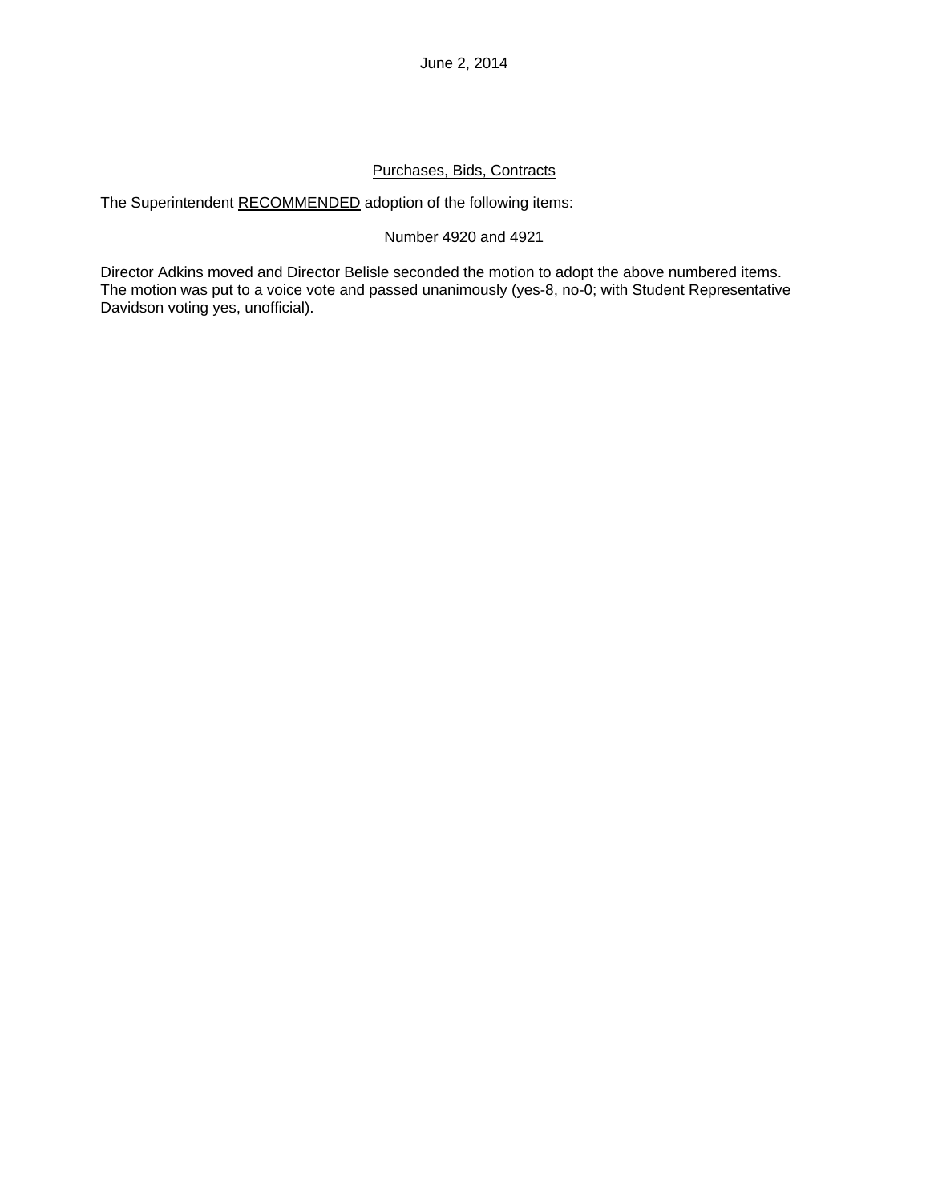June 2, 2014

Purchases, Bids, Contracts

The Superintendent RECOMMENDED adoption of the following items:

Number 4920 and 4921

Director Adkins moved and Director Belisle seconded the motion to adopt the above numbered items. The motion was put to a voice vote and passed unanimously (yes-8, no-0; with Student Representative Davidson voting yes, unofficial).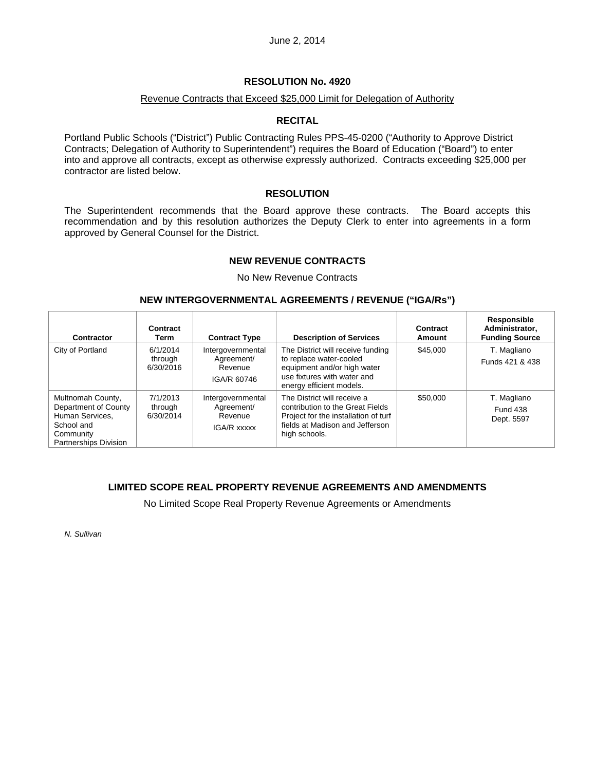June 2, 2014

## RESOLUTION No. 4920

Revenue Contracts that Exceed $25,000 Limit for Delegation of Authority

### RECITAL

Portland Public Schools ("District") Public Contracting Rules PPS-45-0200 ("Authority to Approve District Contracts; Delegation of Authority to Superintendent") requires the Board of Education ("Board") to enter into and approve all contracts, except as otherwise expressly authorized. Contracts exceeding $25,000 per contractor are listed below.

### RESOLUTION

The Superintendent recommends that the Board approve these contracts. The Board accepts this recommendation and by this resolution authorizes the Deputy Clerk to enter into agreements in a form approved by General Counsel for the District.

### NEW REVENUE CONTRACTS

No New Revenue Contracts

### NEW INTERGOVERNMENTAL AGREEMENTS / REVENUE ("IGA/Rs")

| Contractor | Contract Term | Contract Type | Description of Services | Contract Amount | Responsible Administrator, Funding Source |
|---|---|---|---|---|---|
| City of Portland | 6/1/2014 through 6/30/2016 | Intergovernmental Agreement/ Revenue IGA/R 60746 | The District will receive funding to replace water-cooled equipment and/or high water use fixtures with water and energy efficient models. | $45,000 | T. Magliano Funds 421 & 438 |
| Multnomah County, Department of County Human Services, School and Community Partnerships Division | 7/1/2013 through 6/30/2014 | Intergovernmental Agreement/ Revenue IGA/R xxxxx | The District will receive a contribution to the Great Fields Project for the installation of turf fields at Madison and Jefferson high schools. | $50,000 | T. Magliano Fund 438 Dept. 5597 |

### LIMITED SCOPE REAL PROPERTY REVENUE AGREEMENTS AND AMENDMENTS

No Limited Scope Real Property Revenue Agreements or Amendments

*N. Sullivan*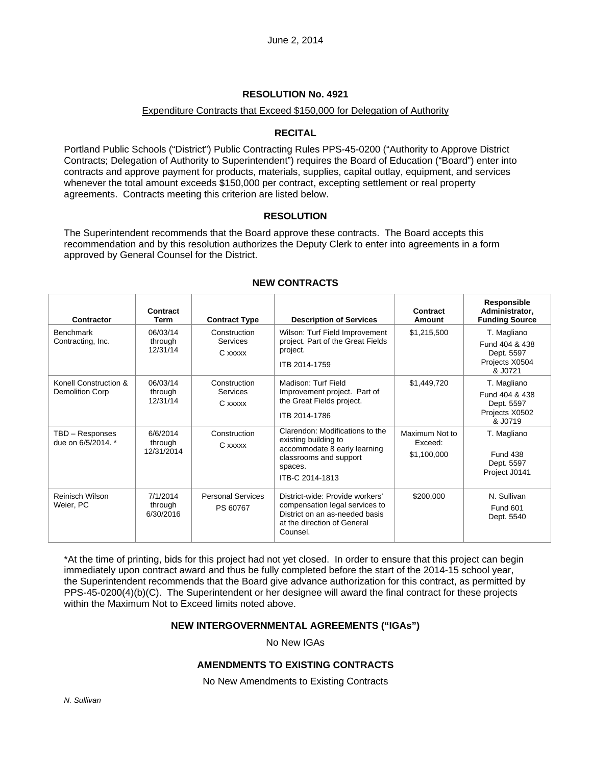June 2, 2014

## RESOLUTION No. 4921

Expenditure Contracts that Exceed $150,000 for Delegation of Authority

### RECITAL

Portland Public Schools ("District") Public Contracting Rules PPS-45-0200 ("Authority to Approve District Contracts; Delegation of Authority to Superintendent") requires the Board of Education ("Board") enter into contracts and approve payment for products, materials, supplies, capital outlay, equipment, and services whenever the total amount exceeds $150,000 per contract, excepting settlement or real property agreements. Contracts meeting this criterion are listed below.

### RESOLUTION

The Superintendent recommends that the Board approve these contracts. The Board accepts this recommendation and by this resolution authorizes the Deputy Clerk to enter into agreements in a form approved by General Counsel for the District.

### NEW CONTRACTS

| Contractor | Contract Term | Contract Type | Description of Services | Contract Amount | Responsible Administrator, Funding Source |
|---|---|---|---|---|---|
| Benchmark Contracting, Inc. | 06/03/14 through 12/31/14 | Construction Services C xxxxx | Wilson: Turf Field Improvement project. Part of the Great Fields project. ITB 2014-1759 | $1,215,500 | T. Magliano Fund 404 & 438 Dept. 5597 Projects X0504 & J0721 |
| Konell Construction & Demolition Corp | 06/03/14 through 12/31/14 | Construction Services C xxxxx | Madison: Turf Field Improvement project. Part of the Great Fields project. ITB 2014-1786 | $1,449,720 | T. Magliano Fund 404 & 438 Dept. 5597 Projects X0502 & J0719 |
| TBD – Responses due on 6/5/2014. * | 6/6/2014 through 12/31/2014 | Construction C xxxxx | Clarendon: Modifications to the existing building to accommodate 8 early learning classrooms and support spaces. ITB-C 2014-1813 | Maximum Not to Exceed: $1,100,000 | T. Magliano Fund 438 Dept. 5597 Project J0141 |
| Reinisch Wilson Weier, PC | 7/1/2014 through 6/30/2016 | Personal Services PS 60767 | District-wide: Provide workers' compensation legal services to District on an as-needed basis at the direction of General Counsel. | $200,000 | N. Sullivan Fund 601 Dept. 5540 |

*At the time of printing, bids for this project had not yet closed. In order to ensure that this project can begin immediately upon contract award and thus be fully completed before the start of the 2014-15 school year, the Superintendent recommends that the Board give advance authorization for this contract, as permitted by PPS-45-0200(4)(b)(C). The Superintendent or her designee will award the final contract for these projects within the Maximum Not to Exceed limits noted above.

### NEW INTERGOVERNMENTAL AGREEMENTS ("IGAs")

No New IGAs

### AMENDMENTS TO EXISTING CONTRACTS

No New Amendments to Existing Contracts

*N. Sullivan*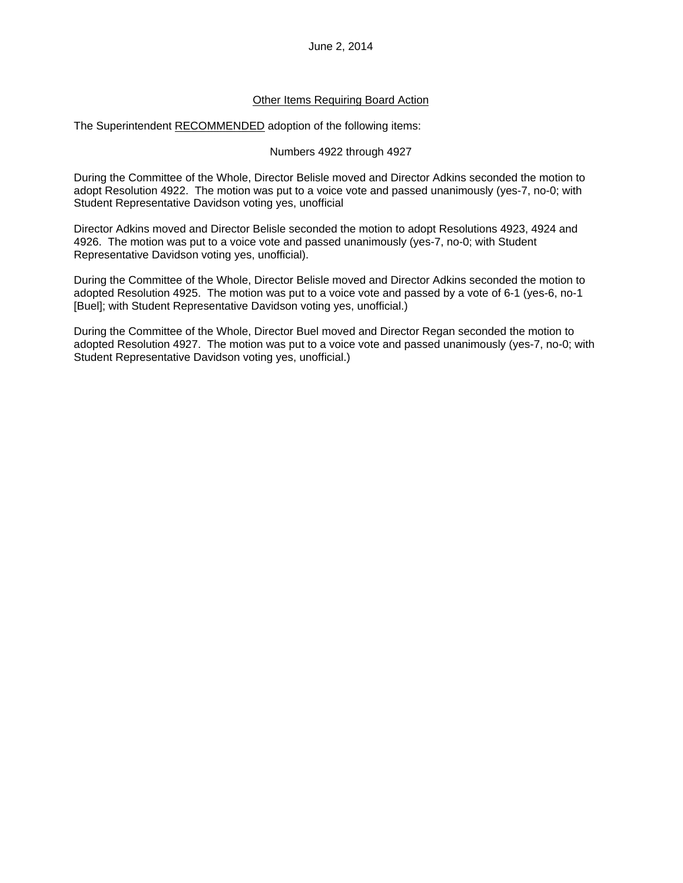June 2, 2014

Other Items Requiring Board Action

The Superintendent RECOMMENDED adoption of the following items:

Numbers 4922 through 4927

During the Committee of the Whole, Director Belisle moved and Director Adkins seconded the motion to adopt Resolution 4922. The motion was put to a voice vote and passed unanimously (yes-7, no-0; with Student Representative Davidson voting yes, unofficial

Director Adkins moved and Director Belisle seconded the motion to adopt Resolutions 4923, 4924 and 4926. The motion was put to a voice vote and passed unanimously (yes-7, no-0; with Student Representative Davidson voting yes, unofficial).

During the Committee of the Whole, Director Belisle moved and Director Adkins seconded the motion to adopted Resolution 4925. The motion was put to a voice vote and passed by a vote of 6-1 (yes-6, no-1 [Buel]; with Student Representative Davidson voting yes, unofficial.)

During the Committee of the Whole, Director Buel moved and Director Regan seconded the motion to adopted Resolution 4927. The motion was put to a voice vote and passed unanimously (yes-7, no-0; with Student Representative Davidson voting yes, unofficial.)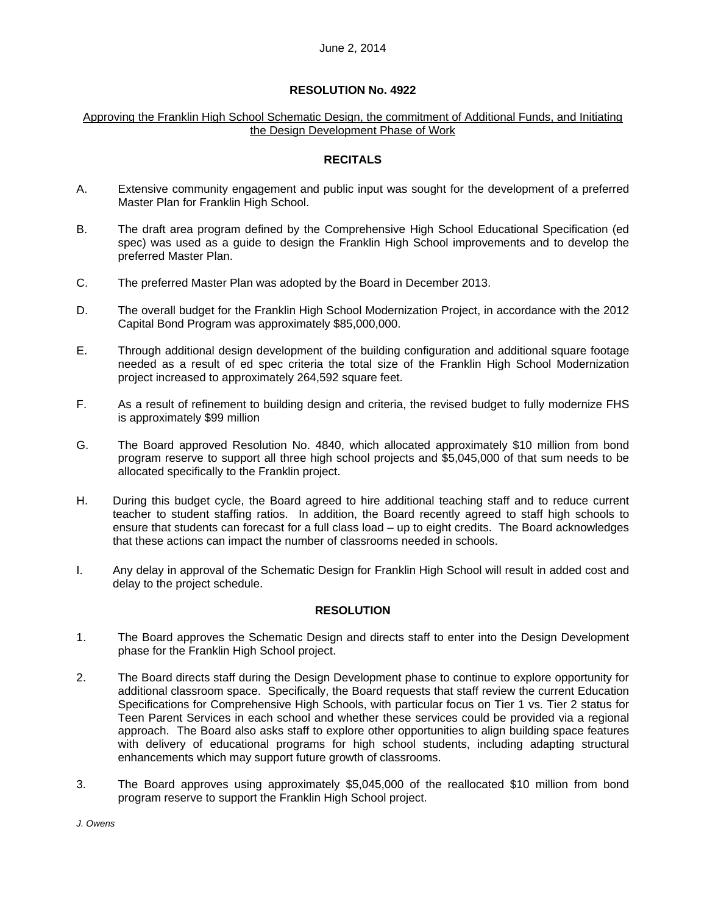June 2, 2014

**RESOLUTION No. 4922**

Approving the Franklin High School Schematic Design, the commitment of Additional Funds, and Initiating the Design Development Phase of Work

## RECITALS

A. Extensive community engagement and public input was sought for the development of a preferred Master Plan for Franklin High School.

B. The draft area program defined by the Comprehensive High School Educational Specification (ed spec) was used as a guide to design the Franklin High School improvements and to develop the preferred Master Plan.

C. The preferred Master Plan was adopted by the Board in December 2013.

D. The overall budget for the Franklin High School Modernization Project, in accordance with the 2012 Capital Bond Program was approximately $85,000,000.

E. Through additional design development of the building configuration and additional square footage needed as a result of ed spec criteria the total size of the Franklin High School Modernization project increased to approximately 264,592 square feet.

F. As a result of refinement to building design and criteria, the revised budget to fully modernize FHS is approximately $99 million

G. The Board approved Resolution No. 4840, which allocated approximately $10 million from bond program reserve to support all three high school projects and $5,045,000 of that sum needs to be allocated specifically to the Franklin project.

H. During this budget cycle, the Board agreed to hire additional teaching staff and to reduce current teacher to student staffing ratios. In addition, the Board recently agreed to staff high schools to ensure that students can forecast for a full class load – up to eight credits. The Board acknowledges that these actions can impact the number of classrooms needed in schools.

I. Any delay in approval of the Schematic Design for Franklin High School will result in added cost and delay to the project schedule.

## RESOLUTION

1. The Board approves the Schematic Design and directs staff to enter into the Design Development phase for the Franklin High School project.

2. The Board directs staff during the Design Development phase to continue to explore opportunity for additional classroom space. Specifically, the Board requests that staff review the current Education Specifications for Comprehensive High Schools, with particular focus on Tier 1 vs. Tier 2 status for Teen Parent Services in each school and whether these services could be provided via a regional approach. The Board also asks staff to explore other opportunities to align building space features with delivery of educational programs for high school students, including adapting structural enhancements which may support future growth of classrooms.

3. The Board approves using approximately $5,045,000 of the reallocated $10 million from bond program reserve to support the Franklin High School project.

*J. Owens*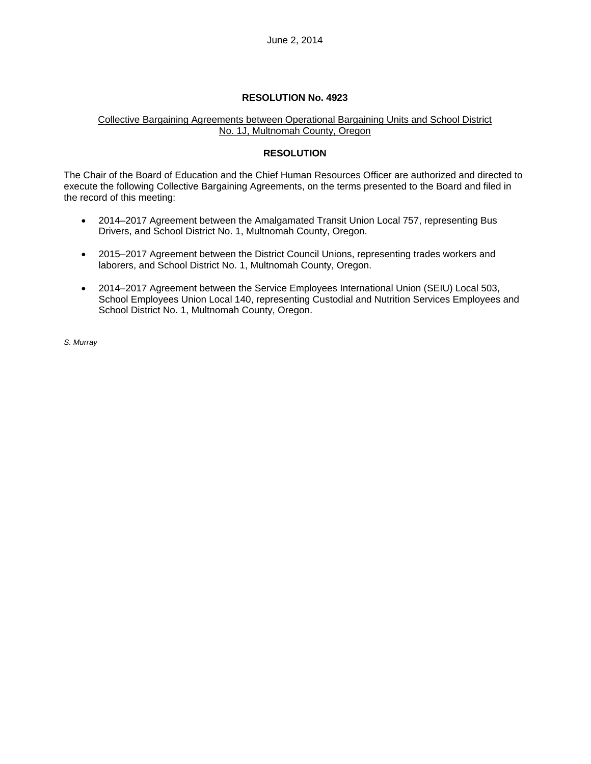June 2, 2014

**RESOLUTION No. 4923**

Collective Bargaining Agreements between Operational Bargaining Units and School District No. 1J, Multnomah County, Oregon

**RESOLUTION**

The Chair of the Board of Education and the Chief Human Resources Officer are authorized and directed to execute the following Collective Bargaining Agreements, on the terms presented to the Board and filed in the record of this meeting:

- 2014–2017 Agreement between the Amalgamated Transit Union Local 757, representing Bus Drivers, and School District No. 1, Multnomah County, Oregon.
- 2015–2017 Agreement between the District Council Unions, representing trades workers and laborers, and School District No. 1, Multnomah County, Oregon.
- 2014–2017 Agreement between the Service Employees International Union (SEIU) Local 503, School Employees Union Local 140, representing Custodial and Nutrition Services Employees and School District No. 1, Multnomah County, Oregon.

*S. Murray*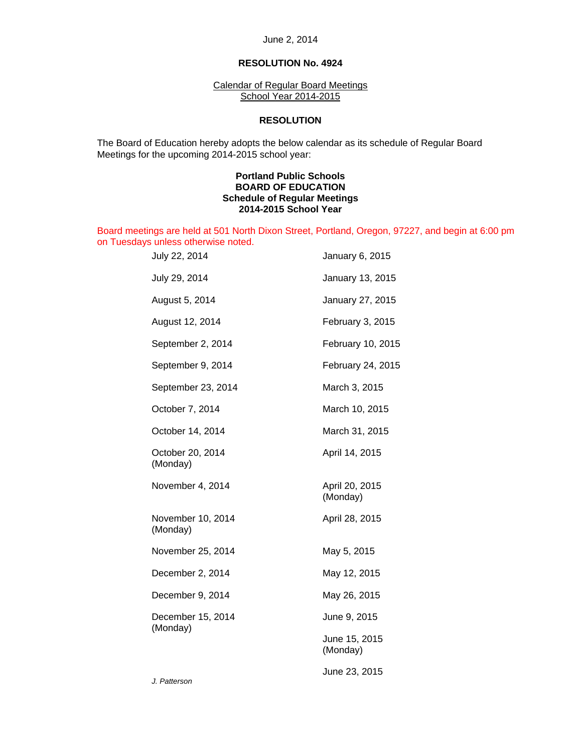June 2, 2014

**RESOLUTION No. 4924**

Calendar of Regular Board Meetings
School Year 2014-2015

**RESOLUTION**

The Board of Education hereby adopts the below calendar as its schedule of Regular Board Meetings for the upcoming 2014-2015 school year:

**Portland Public Schools**
**BOARD OF EDUCATION**
**Schedule of Regular Meetings**
**2014-2015 School Year**

Board meetings are held at 501 North Dixon Street, Portland, Oregon, 97227, and begin at 6:00 pm on Tuesdays unless otherwise noted.

| | |
|---|---|
| July 22, 2014 | January 6, 2015 |
| July 29, 2014 | January 13, 2015 |
| August 5, 2014 | January 27, 2015 |
| August 12, 2014 | February 3, 2015 |
| September 2, 2014 | February 10, 2015 |
| September 9, 2014 | February 24, 2015 |
| September 23, 2014 | March 3, 2015 |
| October 7, 2014 | March 10, 2015 |
| October 14, 2014 | March 31, 2015 |
| October 20, 2014 (Monday) | April 14, 2015 |
| November 4, 2014 | April 20, 2015 (Monday) |
| November 10, 2014 (Monday) | April 28, 2015 |
| November 25, 2014 | May 5, 2015 |
| December 2, 2014 | May 12, 2015 |
| December 9, 2014 | May 26, 2015 |
| December 15, 2014 (Monday) | June 9, 2015 |
| | June 15, 2015 (Monday) |
| | June 23, 2015 |

*J. Patterson*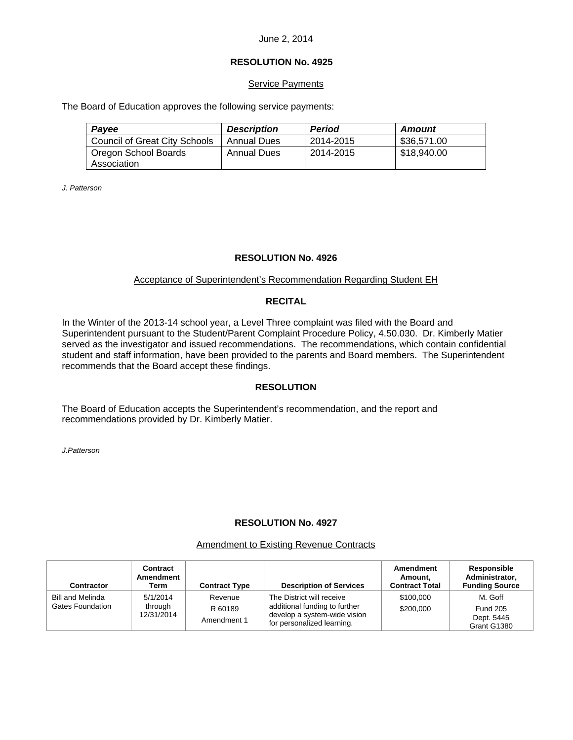June 2, 2014

### RESOLUTION No. 4925

Service Payments

The Board of Education approves the following service payments:

| *Payee* | *Description* | *Period* | *Amount* |
|---|---|---|---|
| Council of Great City Schools | Annual Dues | 2014-2015 | $36,571.00 |
| Oregon School Boards Association | Annual Dues | 2014-2015 | $18,940.00 |

*J. Patterson*

### RESOLUTION No. 4926

Acceptance of Superintendent's Recommendation Regarding Student EH

### RECITAL

In the Winter of the 2013-14 school year, a Level Three complaint was filed with the Board and Superintendent pursuant to the Student/Parent Complaint Procedure Policy, 4.50.030. Dr. Kimberly Matier served as the investigator and issued recommendations. The recommendations, which contain confidential student and staff information, have been provided to the parents and Board members. The Superintendent recommends that the Board accept these findings.

### RESOLUTION

The Board of Education accepts the Superintendent's recommendation, and the report and recommendations provided by Dr. Kimberly Matier.

*J.Patterson*

### RESOLUTION No. 4927

Amendment to Existing Revenue Contracts

| Contractor | Contract Amendment Term | Contract Type | Description of Services | Amendment Amount, Contract Total | Responsible Administrator, Funding Source |
|---|---|---|---|---|---|
| Bill and Melinda Gates Foundation | 5/1/2014 through 12/31/2014 | Revenue R 60189 Amendment 1 | The District will receive additional funding to further develop a system-wide vision for personalized learning. | $100,000 $200,000 | M. Goff Fund 205 Dept. 5445 Grant G1380 |